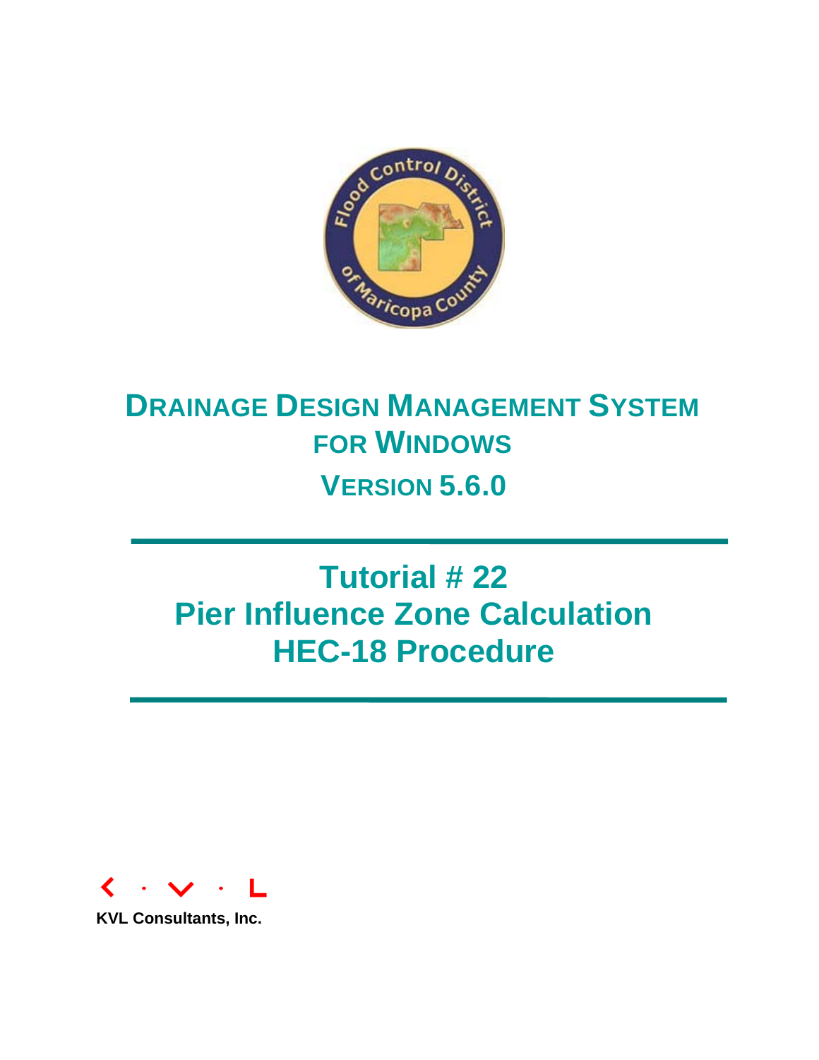# DRAINAGE DESIGN MANAGEMENT SYSTEM FOR WINDOWS

## VERSION 5.6.0

# Tutorial # 22
# Pier Influence Zone Calculation
# HEC-18 Procedure

**KVL Consultants, Inc.**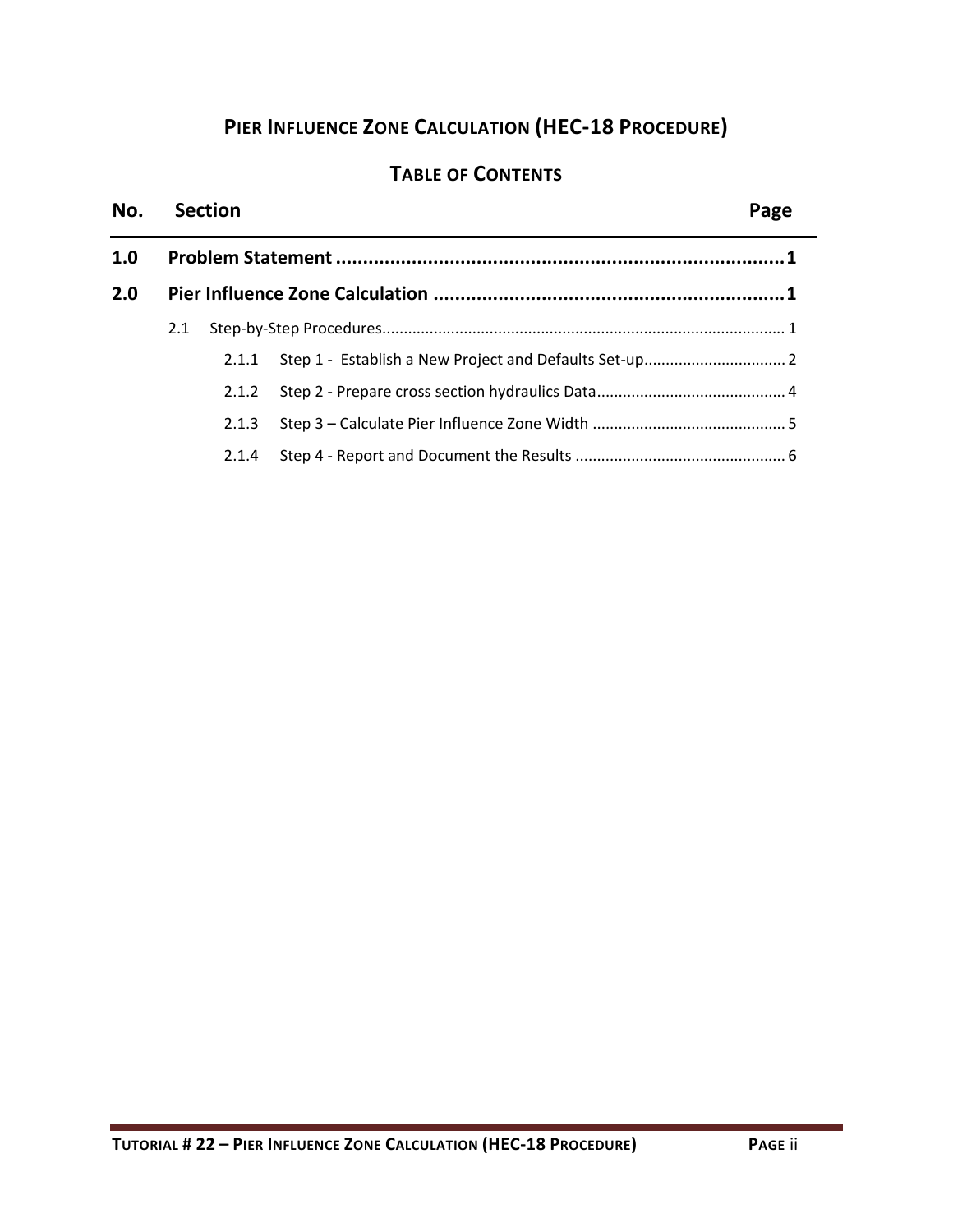# PIER INFLUENCE ZONE CALCULATION (HEC-18 PROCEDURE)

## TABLE OF CONTENTS

| No. | Section | Page |
|---|---|---|
| **1.0** | **Problem Statement** | **1** |
| **2.0** | **Pier Influence Zone Calculation** | **1** |
| 2.1 | Step-by-Step Procedures | 1 |
| 2.1.1 | Step 1 - Establish a New Project and Defaults Set-up | 2 |
| 2.1.2 | Step 2 - Prepare cross section hydraulics Data | 4 |
| 2.1.3 | Step 3 – Calculate Pier Influence Zone Width | 5 |
| 2.1.4 | Step 4 - Report and Document the Results | 6 |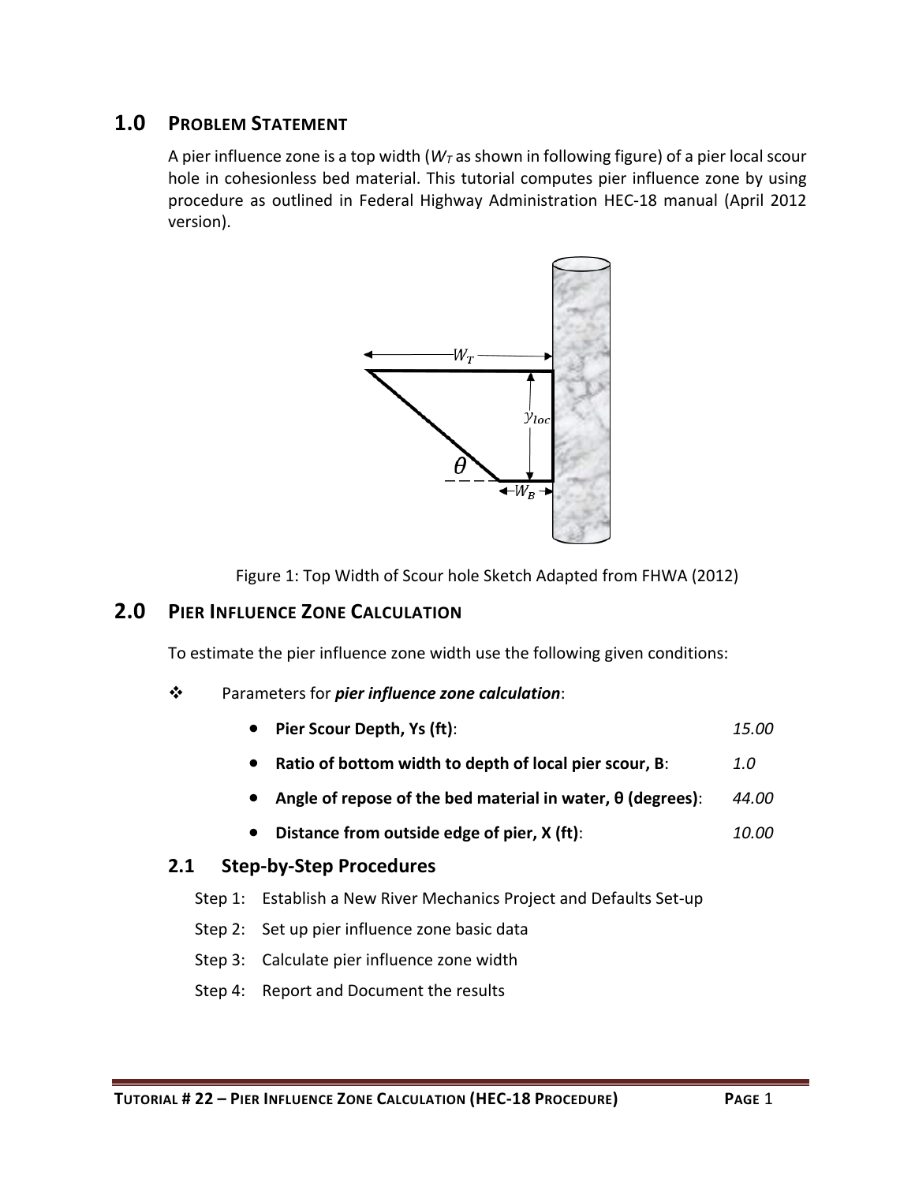# 1.0 Problem Statement

A pier influence zone is a top width ($W_T$ as shown in following figure) of a pier local scour hole in cohesionless bed material. This tutorial computes pier influence zone by using procedure as outlined in Federal Highway Administration HEC-18 manual (April 2012 version).

Figure 1: Top Width of Scour hole Sketch Adapted from FHWA (2012)

# 2.0 Pier Influence Zone Calculation

To estimate the pier influence zone width use the following given conditions:

- Parameters for ***pier influence zone calculation***:
  - **Pier Scour Depth, Ys (ft)**: *15.00*
  - **Ratio of bottom width to depth of local pier scour, B**: *1.0*
  - **Angle of repose of the bed material in water, θ (degrees)**: *44.00*
  - **Distance from outside edge of pier, X (ft)**: *10.00*

## 2.1 Step-by-Step Procedures

Step 1: Establish a New River Mechanics Project and Defaults Set-up

Step 2: Set up pier influence zone basic data

Step 3: Calculate pier influence zone width

Step 4: Report and Document the results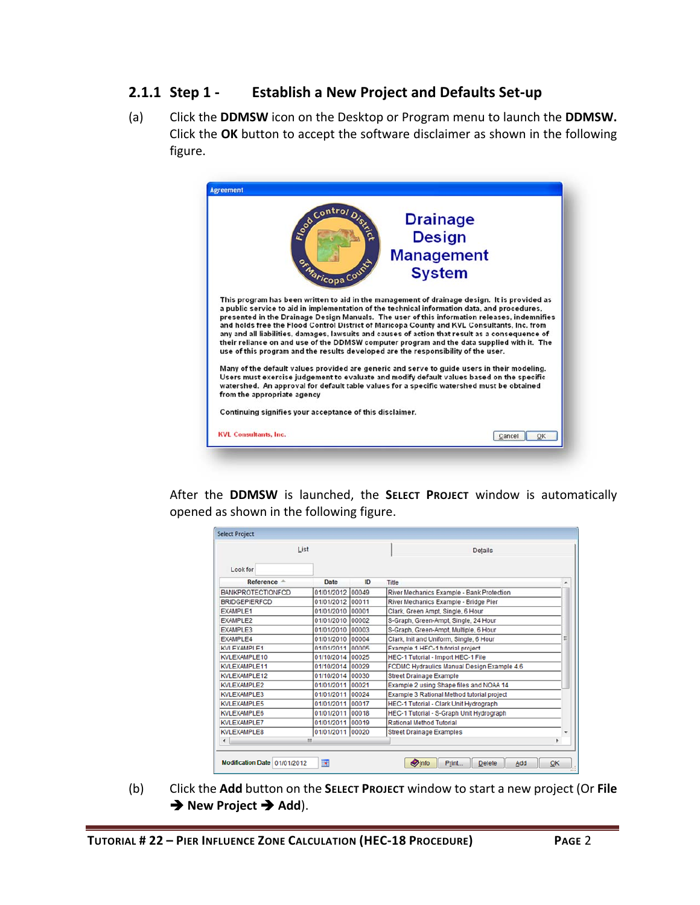### 2.1.1 Step 1 - Establish a New Project and Defaults Set-up

(a) Click the **DDMSW** icon on the Desktop or Program menu to launch the **DDMSW.** Click the **OK** button to accept the software disclaimer as shown in the following figure.

After the **DDMSW** is launched, the **SELECT PROJECT** window is automatically opened as shown in the following figure.

(b) Click the **Add** button on the **SELECT PROJECT** window to start a new project (Or **File → New Project → Add**).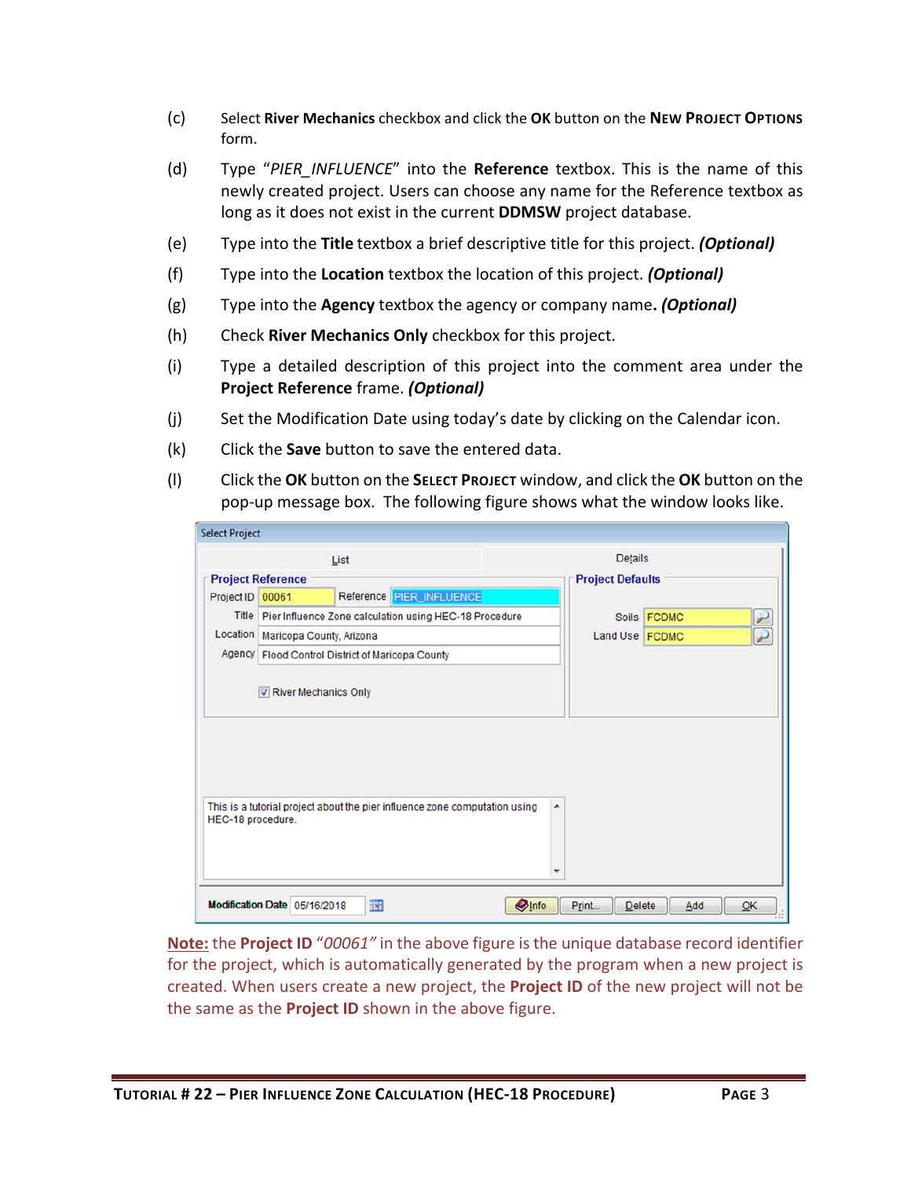(c) Select **River Mechanics** checkbox and click the **OK** button on the **NEW PROJECT OPTIONS** form.

(d) Type "*PIER_INFLUENCE*" into the **Reference** textbox. This is the name of this newly created project. Users can choose any name for the Reference textbox as long as it does not exist in the current **DDMSW** project database.

(e) Type into the **Title** textbox a brief descriptive title for this project. ***(Optional)***

(f) Type into the **Location** textbox the location of this project. ***(Optional)***

(g) Type into the **Agency** textbox the agency or company name**. *(Optional)***

(h) Check **River Mechanics Only** checkbox for this project.

(i) Type a detailed description of this project into the comment area under the **Project Reference** frame. ***(Optional)***

(j) Set the Modification Date using today's date by clicking on the Calendar icon.

(k) Click the **Save** button to save the entered data.

(l) Click the **OK** button on the **SELECT PROJECT** window, and click the **OK** button on the pop-up message box. The following figure shows what the window looks like.

**Note:** the **Project ID** *"00061"* in the above figure is the unique database record identifier for the project, which is automatically generated by the program when a new project is created. When users create a new project, the **Project ID** of the new project will not be the same as the **Project ID** shown in the above figure.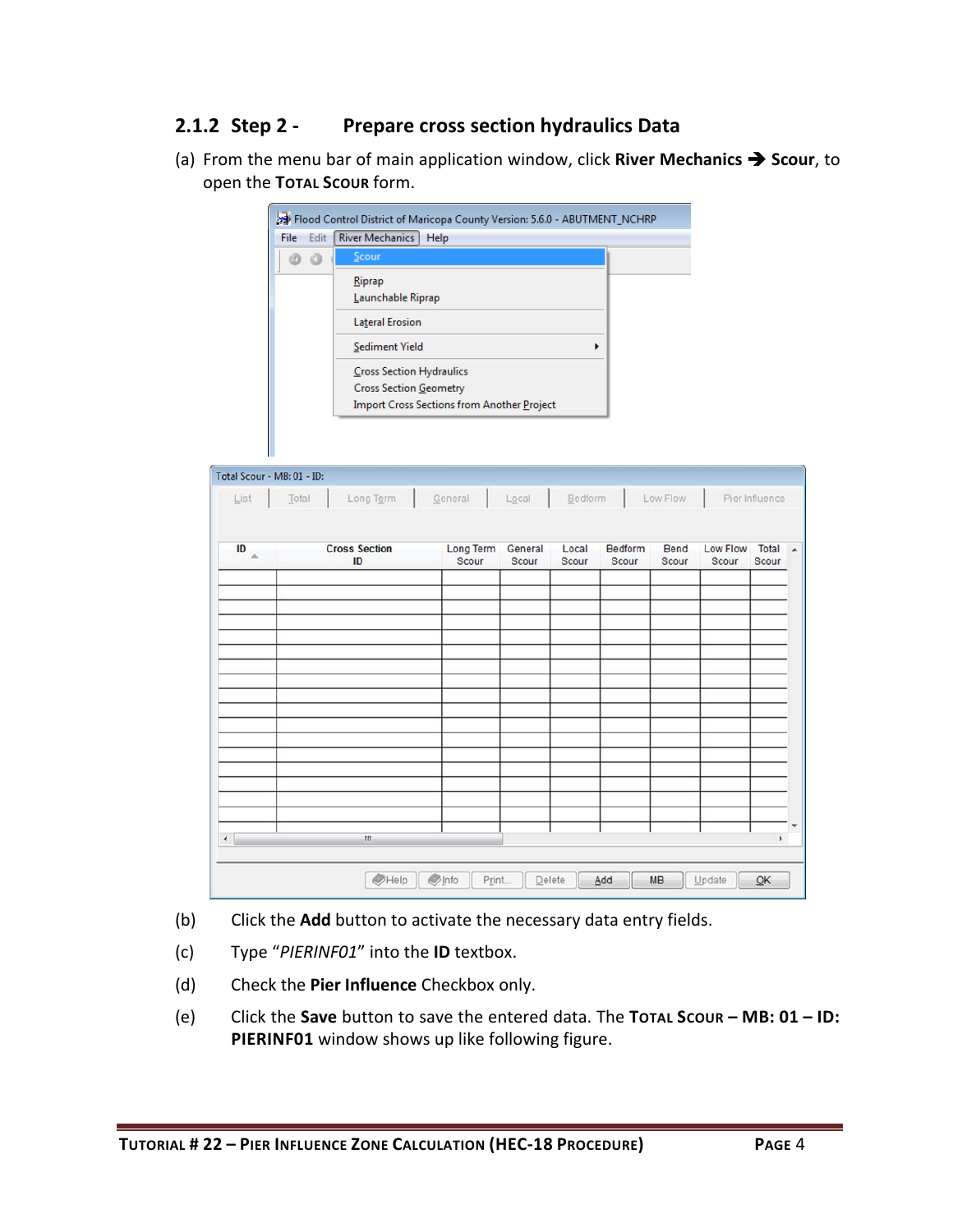### 2.1.2 Step 2 - Prepare cross section hydraulics Data

(a) From the menu bar of main application window, click **River Mechanics ➔ Scour**, to open the **TOTAL SCOUR** form.

(b) Click the **Add** button to activate the necessary data entry fields.

(c) Type "*PIERINF01*" into the **ID** textbox.

(d) Check the **Pier Influence** Checkbox only.

(e) Click the **Save** button to save the entered data. The **TOTAL SCOUR – MB: 01 – ID: PIERINF01** window shows up like following figure.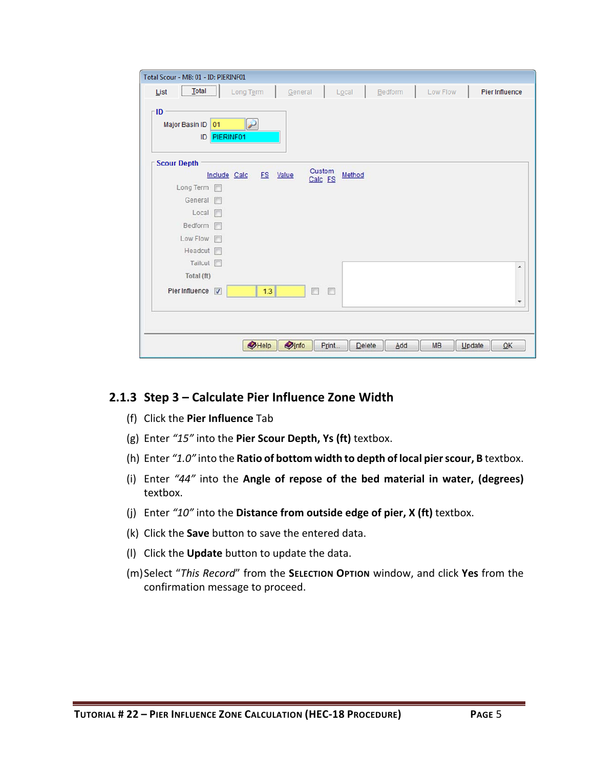### 2.1.3 Step 3 – Calculate Pier Influence Zone Width

(f) Click the **Pier Influence** Tab

(g) Enter *"15"* into the **Pier Scour Depth, Ys (ft)** textbox.

(h) Enter *"1.0"* into the **Ratio of bottom width to depth of local pier scour, B** textbox.

(i) Enter *"44"* into the **Angle of repose of the bed material in water, (degrees)** textbox.

(j) Enter *"10"* into the **Distance from outside edge of pier, X (ft)** textbox.

(k) Click the **Save** button to save the entered data.

(l) Click the **Update** button to update the data.

(m) Select "*This Record*" from the **SELECTION OPTION** window, and click **Yes** from the confirmation message to proceed.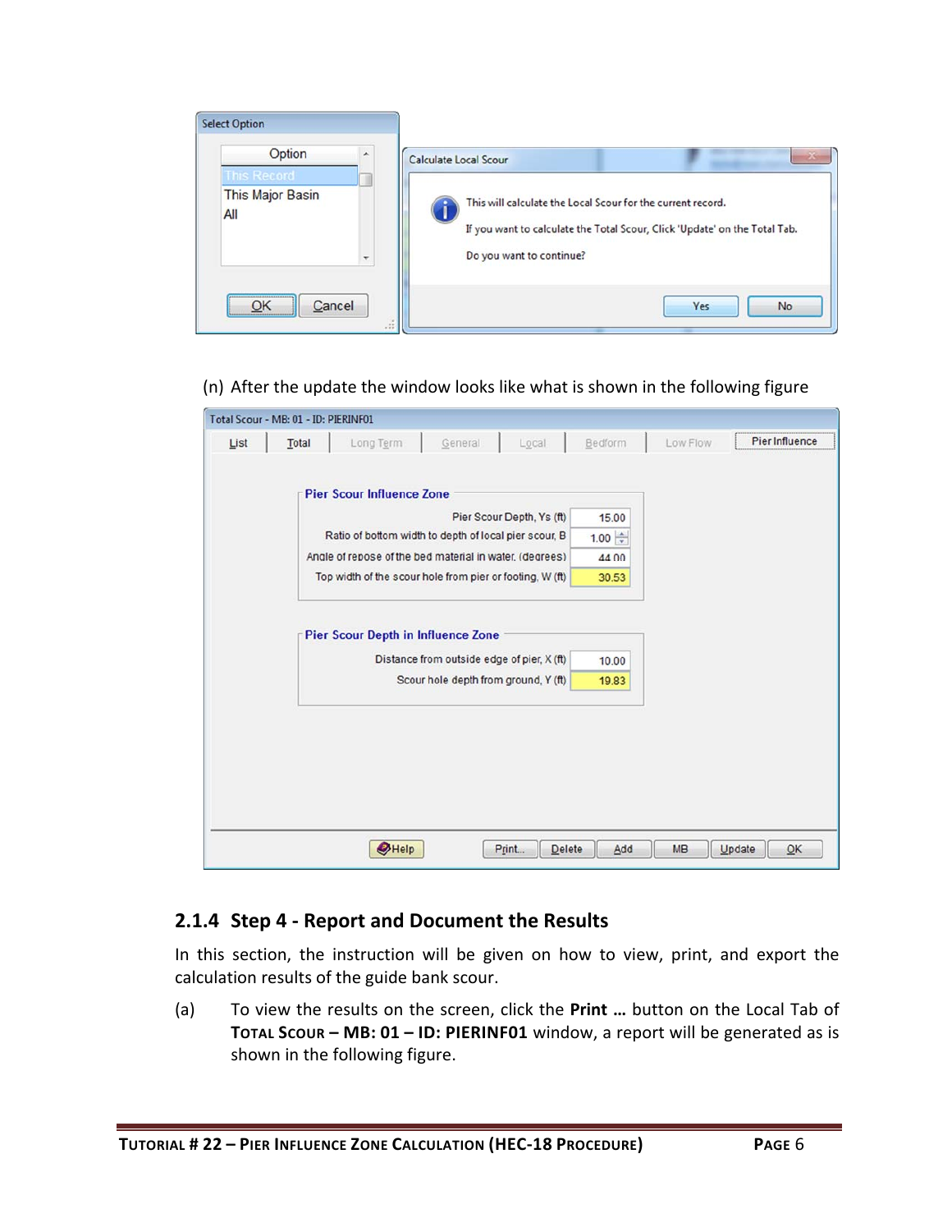(n) After the update the window looks like what is shown in the following figure

### 2.1.4 Step 4 - Report and Document the Results

In this section, the instruction will be given on how to view, print, and export the calculation results of the guide bank scour.

(a) To view the results on the screen, click the **Print …** button on the Local Tab of **TOTAL SCOUR – MB: 01 – ID: PIERINF01** window, a report will be generated as is shown in the following figure.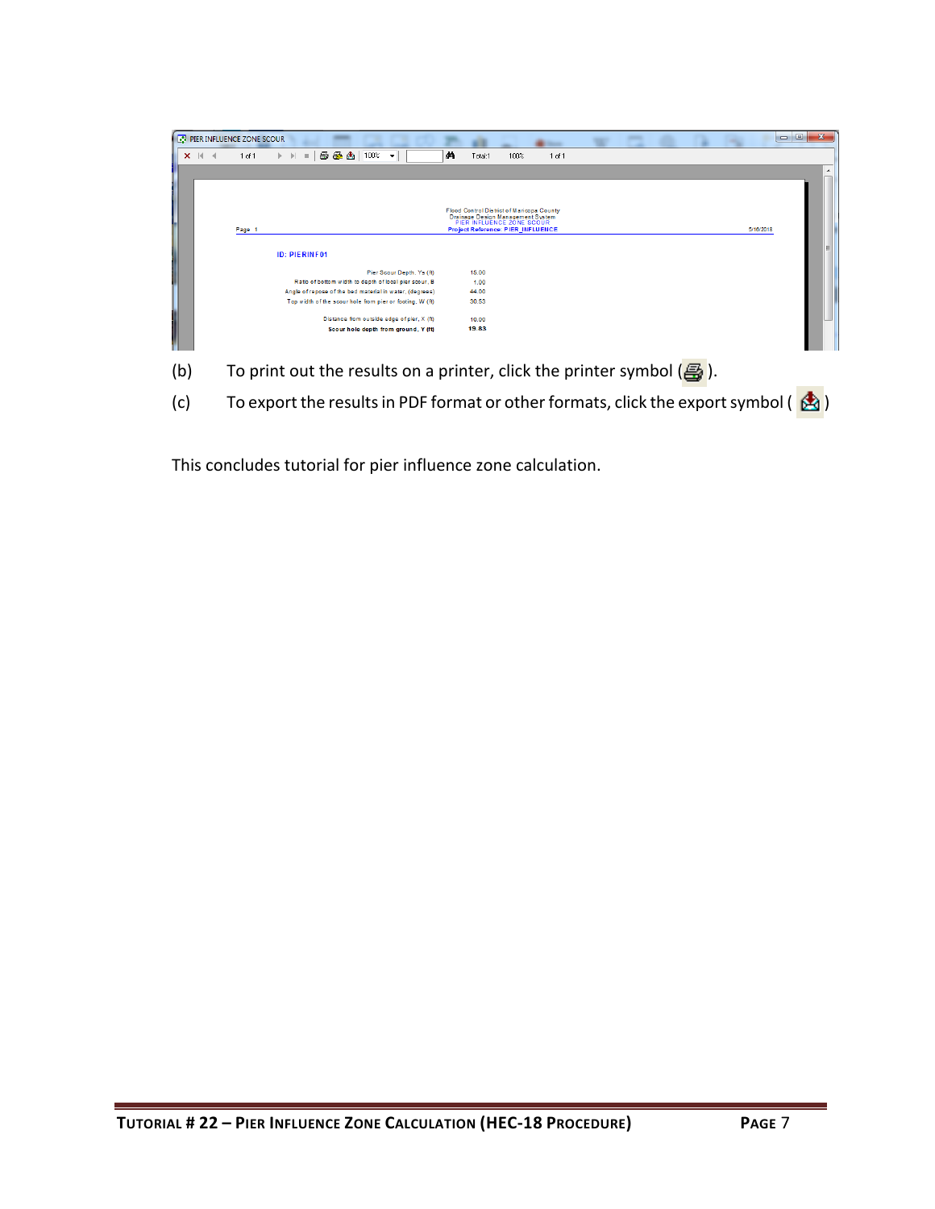(b) To print out the results on a printer, click the printer symbol ( ).

(c) To export the results in PDF format or other formats, click the export symbol ( )

This concludes tutorial for pier influence zone calculation.